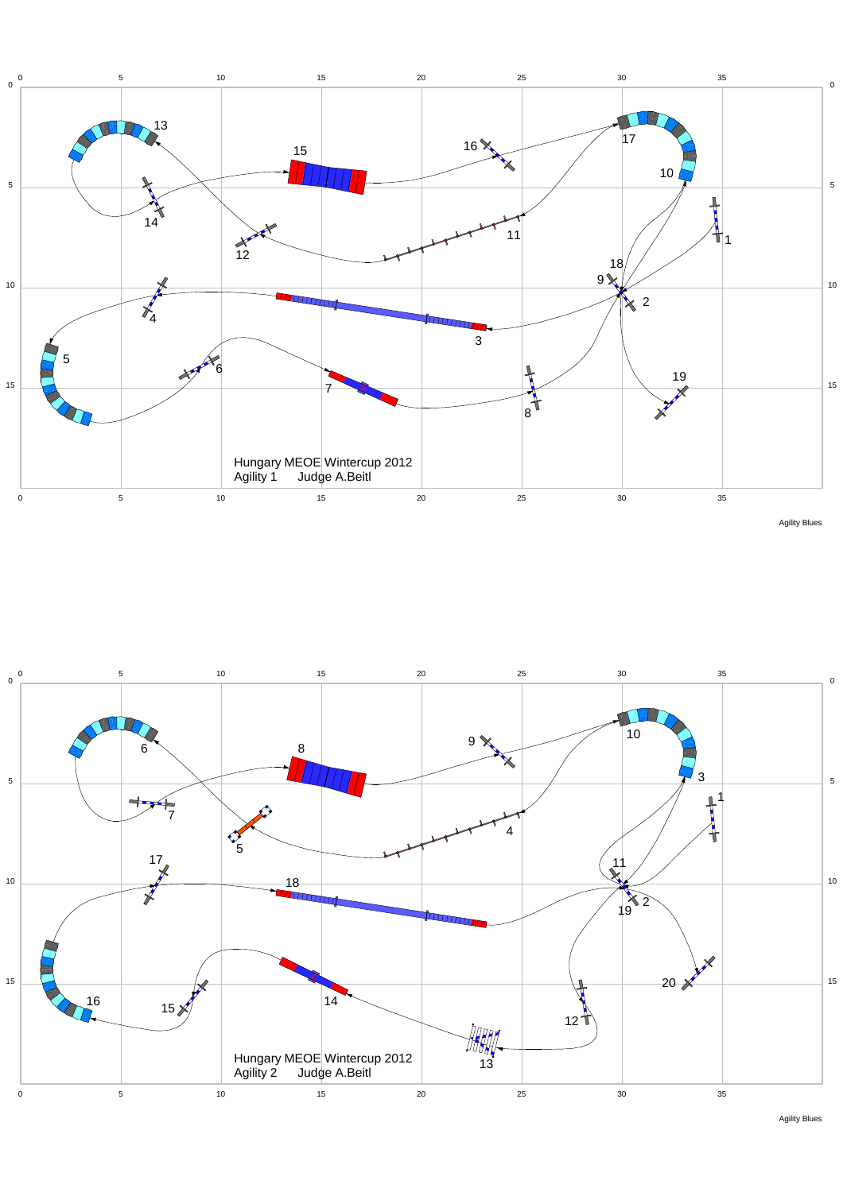Hungary MEOE Wintercup 2012
Agility 1 Judge A.Beitl

Hungary MEOE Wintercup 2012
Agility 2 Judge A.Beitl

Agility Blues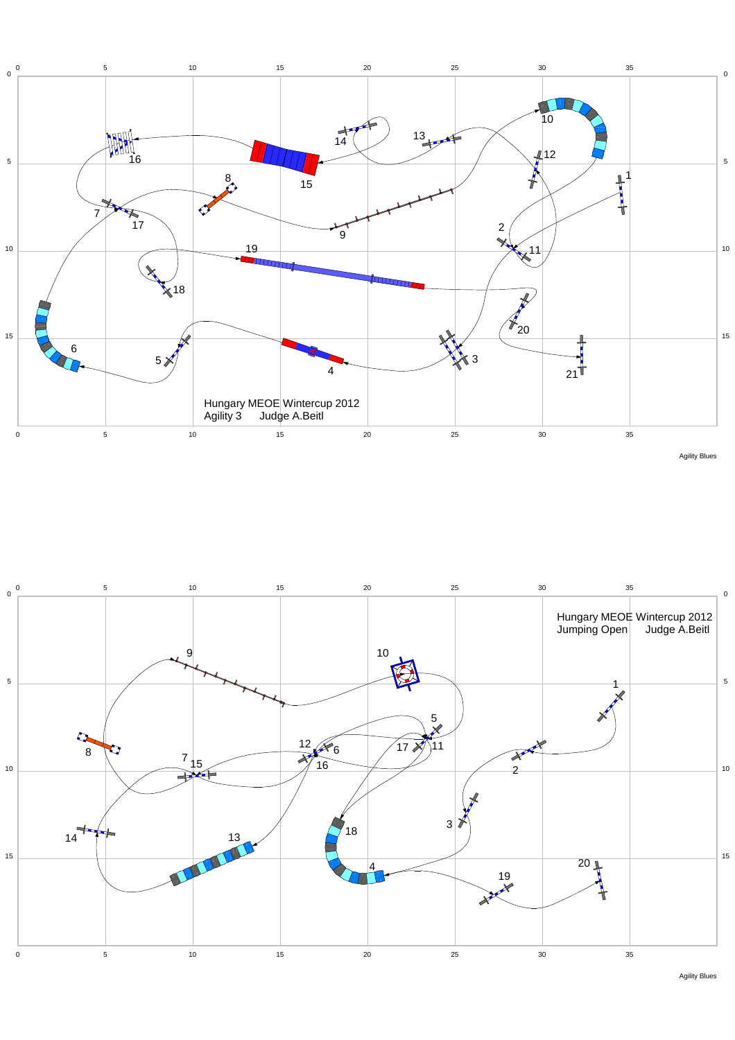Hungary MEOE Wintercup 2012

Agility 3 Judge A.Beitl

0 5 10 15 20 25 30 35

1 2 3 4 5 6 7 8 9 10 11 12 13 14 15 16 17 18 19 20 21

Agility Blues

Hungary MEOE Wintercup 2012

Jumping Open Judge A.Beitl

0 5 10 15 20 25 30 35

1 2 3 4 5 6 7 8 9 10 11 12 13 14 15 16 17 18 19 20

Agility Blues